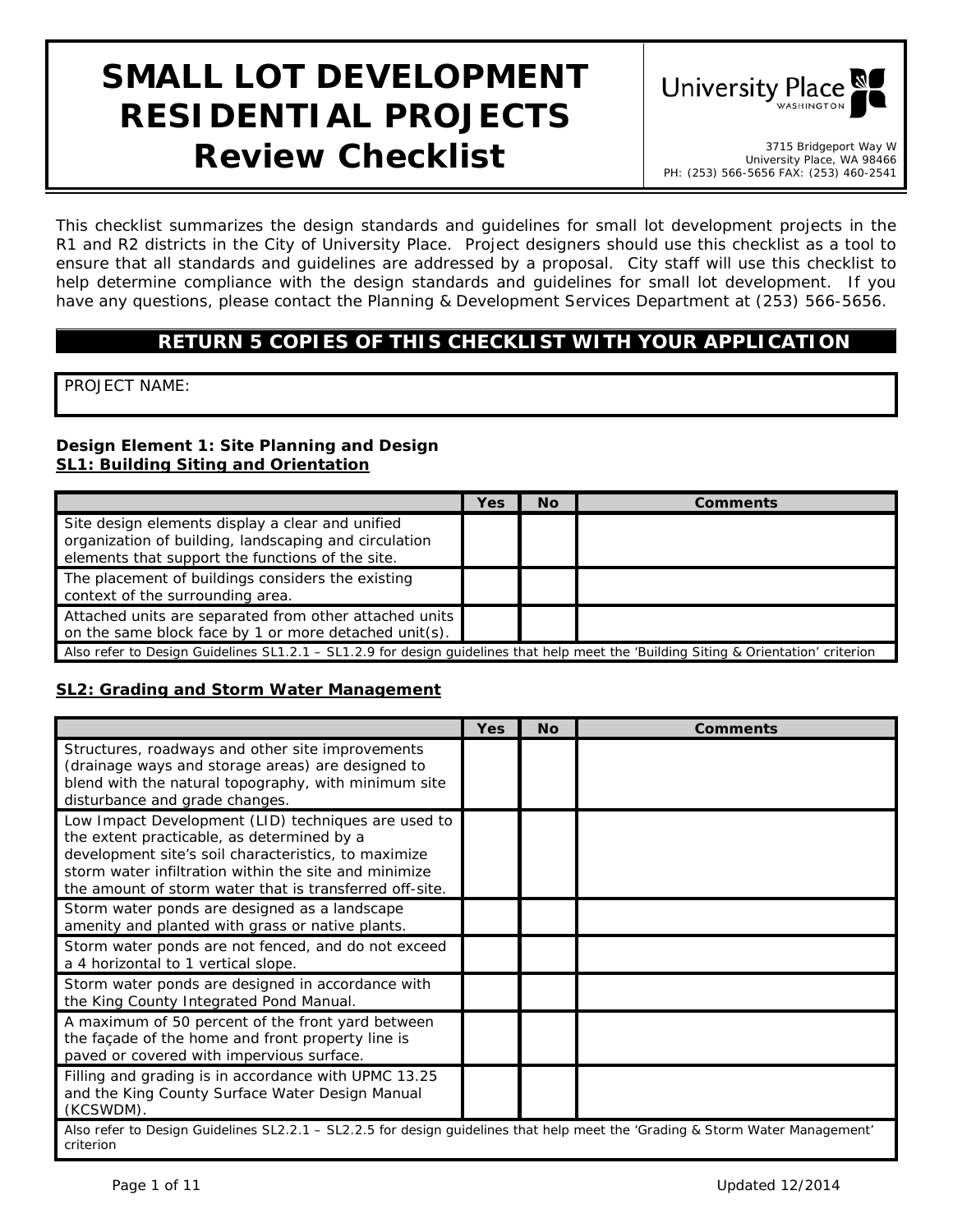# SMALL LOT DEVELOPMENT RESIDENTIAL PROJECTS Review Checklist

University Place WASHINGTON

3715 Bridgeport Way W
University Place, WA 98466
PH: (253) 566-5656 FAX: (253) 460-2541

This checklist summarizes the design standards and guidelines for small lot development projects in the R1 and R2 districts in the City of University Place. Project designers should use this checklist as a tool to ensure that all standards and guidelines are addressed by a proposal. City staff will use this checklist to help determine compliance with the design standards and guidelines for small lot development. If you have any questions, please contact the Planning & Development Services Department at (253) 566-5656.

**RETURN 5 COPIES OF THIS CHECKLIST WITH YOUR APPLICATION**

PROJECT NAME:

**Design Element 1: Site Planning and Design**

**SL1: Building Siting and Orientation**

| | Yes | No | Comments |
|---|---|---|---|
| Site design elements display a clear and unified organization of building, landscaping and circulation elements that support the functions of the site. | | | |
| The placement of buildings considers the existing context of the surrounding area. | | | |
| Attached units are separated from other attached units on the same block face by 1 or more detached unit(s). | | | |
| Also refer to Design Guidelines SL1.2.1 – SL1.2.9 for design guidelines that help meet the 'Building Siting & Orientation' criterion | | | |

**SL2: Grading and Storm Water Management**

| | Yes | No | Comments |
|---|---|---|---|
| Structures, roadways and other site improvements (drainage ways and storage areas) are designed to blend with the natural topography, with minimum site disturbance and grade changes. | | | |
| Low Impact Development (LID) techniques are used to the extent practicable, as determined by a development site's soil characteristics, to maximize storm water infiltration within the site and minimize the amount of storm water that is transferred off-site. | | | |
| Storm water ponds are designed as a landscape amenity and planted with grass or native plants. | | | |
| Storm water ponds are not fenced, and do not exceed a 4 horizontal to 1 vertical slope. | | | |
| Storm water ponds are designed in accordance with the King County Integrated Pond Manual. | | | |
| A maximum of 50 percent of the front yard between the façade of the home and front property line is paved or covered with impervious surface. | | | |
| Filling and grading is in accordance with UPMC 13.25 and the King County Surface Water Design Manual (KCSWDM). | | | |
| Also refer to Design Guidelines SL2.2.1 – SL2.2.5 for design guidelines that help meet the 'Grading & Storm Water Management' criterion | | | |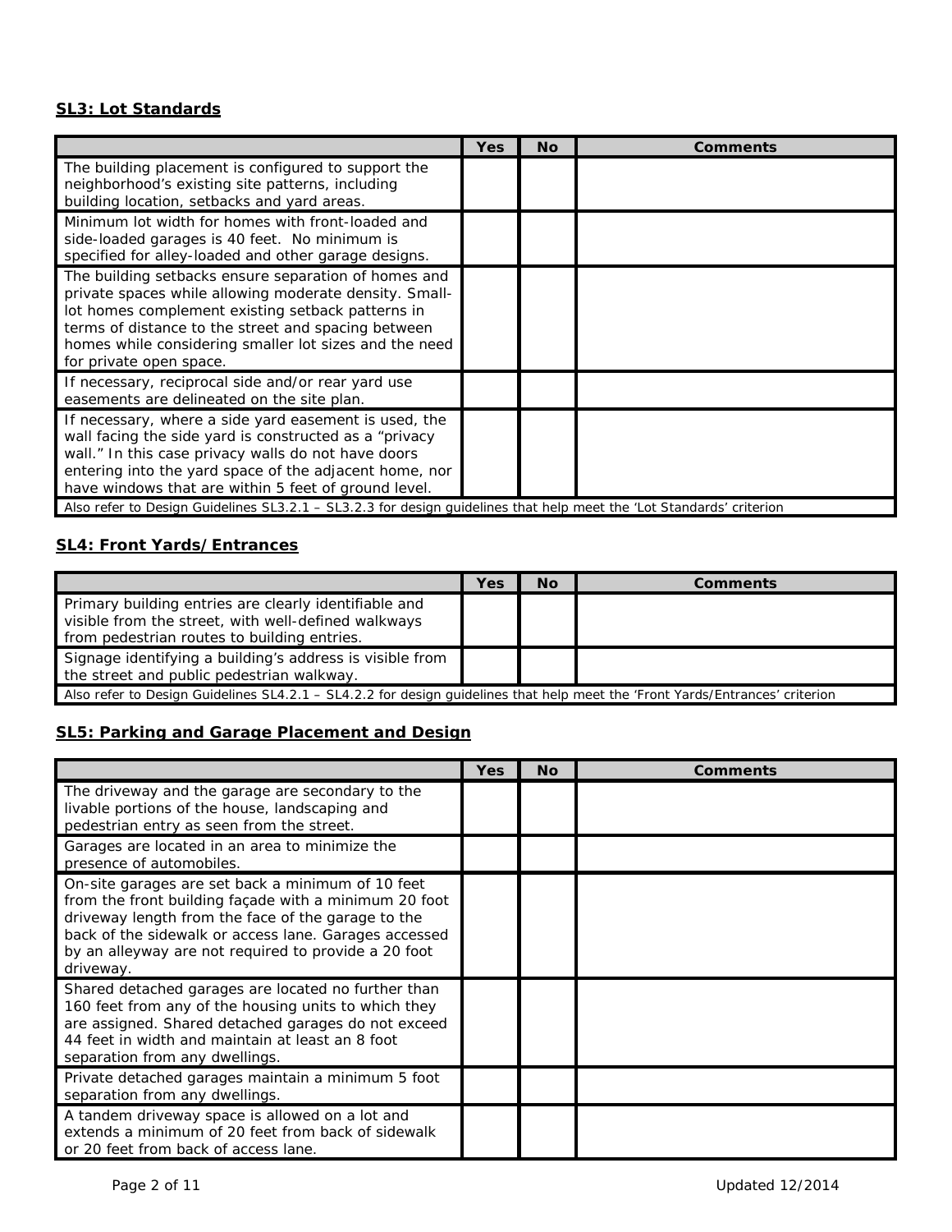### SL3: Lot Standards

| | Yes | No | Comments |
|---|---|---|---|
| The building placement is configured to support the neighborhood's existing site patterns, including building location, setbacks and yard areas. | | | |
| Minimum lot width for homes with front-loaded and side-loaded garages is 40 feet. No minimum is specified for alley-loaded and other garage designs. | | | |
| The building setbacks ensure separation of homes and private spaces while allowing moderate density. Small-lot homes complement existing setback patterns in terms of distance to the street and spacing between homes while considering smaller lot sizes and the need for private open space. | | | |
| If necessary, reciprocal side and/or rear yard use easements are delineated on the site plan. | | | |
| If necessary, where a side yard easement is used, the wall facing the side yard is constructed as a "privacy wall." In this case privacy walls do not have doors entering into the yard space of the adjacent home, nor have windows that are within 5 feet of ground level. | | | |
| Also refer to Design Guidelines SL3.2.1 – SL3.2.3 for design guidelines that help meet the 'Lot Standards' criterion | | | |

### SL4: Front Yards/Entrances

| | Yes | No | Comments |
|---|---|---|---|
| Primary building entries are clearly identifiable and visible from the street, with well-defined walkways from pedestrian routes to building entries. | | | |
| Signage identifying a building's address is visible from the street and public pedestrian walkway. | | | |
| Also refer to Design Guidelines SL4.2.1 – SL4.2.2 for design guidelines that help meet the 'Front Yards/Entrances' criterion | | | |

### SL5: Parking and Garage Placement and Design

| | Yes | No | Comments |
|---|---|---|---|
| The driveway and the garage are secondary to the livable portions of the house, landscaping and pedestrian entry as seen from the street. | | | |
| Garages are located in an area to minimize the presence of automobiles. | | | |
| On-site garages are set back a minimum of 10 feet from the front building façade with a minimum 20 foot driveway length from the face of the garage to the back of the sidewalk or access lane. Garages accessed by an alleyway are not required to provide a 20 foot driveway. | | | |
| Shared detached garages are located no further than 160 feet from any of the housing units to which they are assigned. Shared detached garages do not exceed 44 feet in width and maintain at least an 8 foot separation from any dwellings. | | | |
| Private detached garages maintain a minimum 5 foot separation from any dwellings. | | | |
| A tandem driveway space is allowed on a lot and extends a minimum of 20 feet from back of sidewalk or 20 feet from back of access lane. | | | |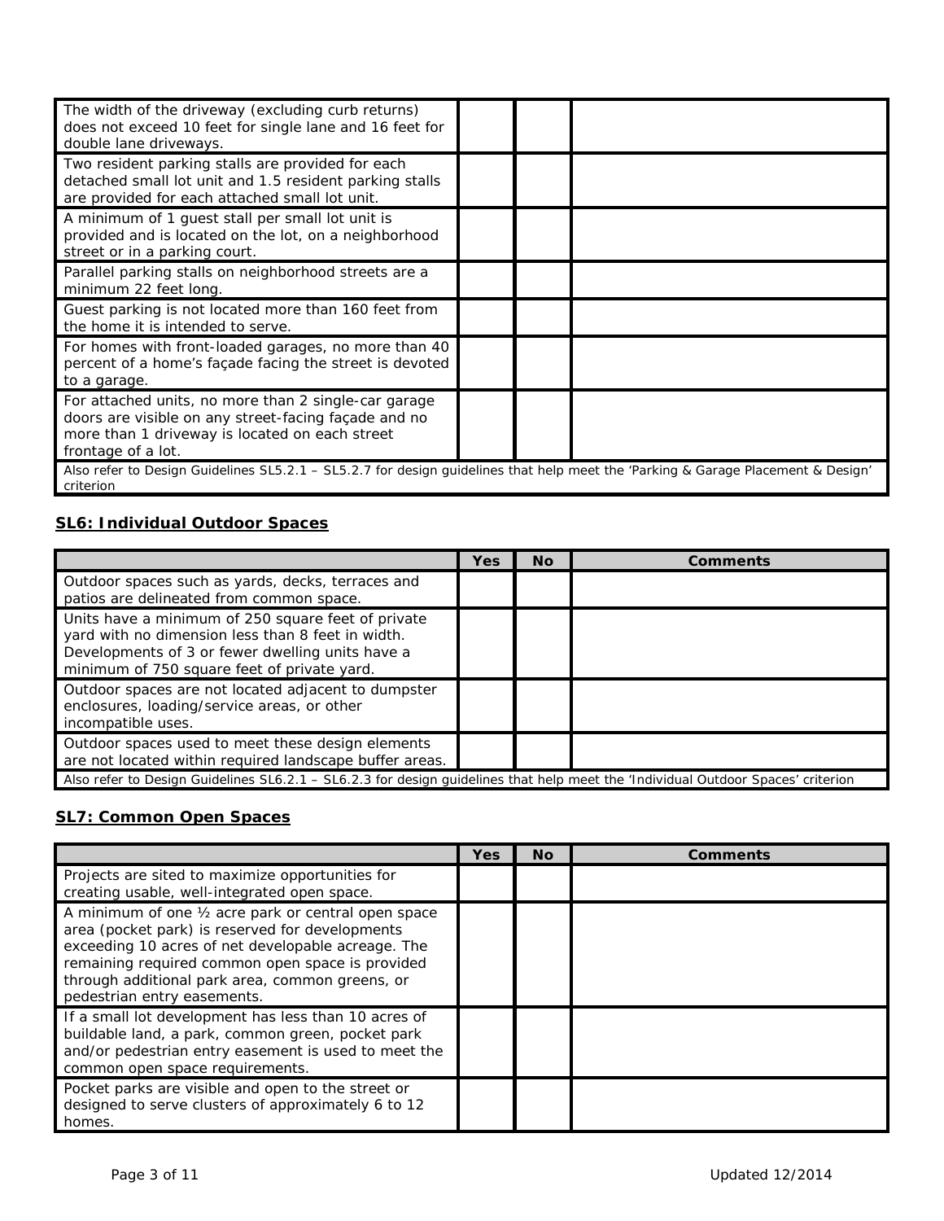| | | | |
|---|---|---|---|
| The width of the driveway (excluding curb returns) does not exceed 10 feet for single lane and 16 feet for double lane driveways. | | | |
| Two resident parking stalls are provided for each detached small lot unit and 1.5 resident parking stalls are provided for each attached small lot unit. | | | |
| A minimum of 1 guest stall per small lot unit is provided and is located on the lot, on a neighborhood street or in a parking court. | | | |
| Parallel parking stalls on neighborhood streets are a minimum 22 feet long. | | | |
| Guest parking is not located more than 160 feet from the home it is intended to serve. | | | |
| For homes with front-loaded garages, no more than 40 percent of a home's façade facing the street is devoted to a garage. | | | |
| For attached units, no more than 2 single-car garage doors are visible on any street-facing façade and no more than 1 driveway is located on each street frontage of a lot. | | | |
| Also refer to Design Guidelines SL5.2.1 – SL5.2.7 for design guidelines that help meet the 'Parking & Garage Placement & Design' criterion | | | |

## SL6: Individual Outdoor Spaces

| | Yes | No | Comments |
|---|---|---|---|
| Outdoor spaces such as yards, decks, terraces and patios are delineated from common space. | | | |
| Units have a minimum of 250 square feet of private yard with no dimension less than 8 feet in width. Developments of 3 or fewer dwelling units have a minimum of 750 square feet of private yard. | | | |
| Outdoor spaces are not located adjacent to dumpster enclosures, loading/service areas, or other incompatible uses. | | | |
| Outdoor spaces used to meet these design elements are not located within required landscape buffer areas. | | | |
| Also refer to Design Guidelines SL6.2.1 – SL6.2.3 for design guidelines that help meet the 'Individual Outdoor Spaces' criterion | | | |

## SL7: Common Open Spaces

| | Yes | No | Comments |
|---|---|---|---|
| Projects are sited to maximize opportunities for creating usable, well-integrated open space. | | | |
| A minimum of one ½ acre park or central open space area (pocket park) is reserved for developments exceeding 10 acres of net developable acreage. The remaining required common open space is provided through additional park area, common greens, or pedestrian entry easements. | | | |
| If a small lot development has less than 10 acres of buildable land, a park, common green, pocket park and/or pedestrian entry easement is used to meet the common open space requirements. | | | |
| Pocket parks are visible and open to the street or designed to serve clusters of approximately 6 to 12 homes. | | | |

Updated 12/2014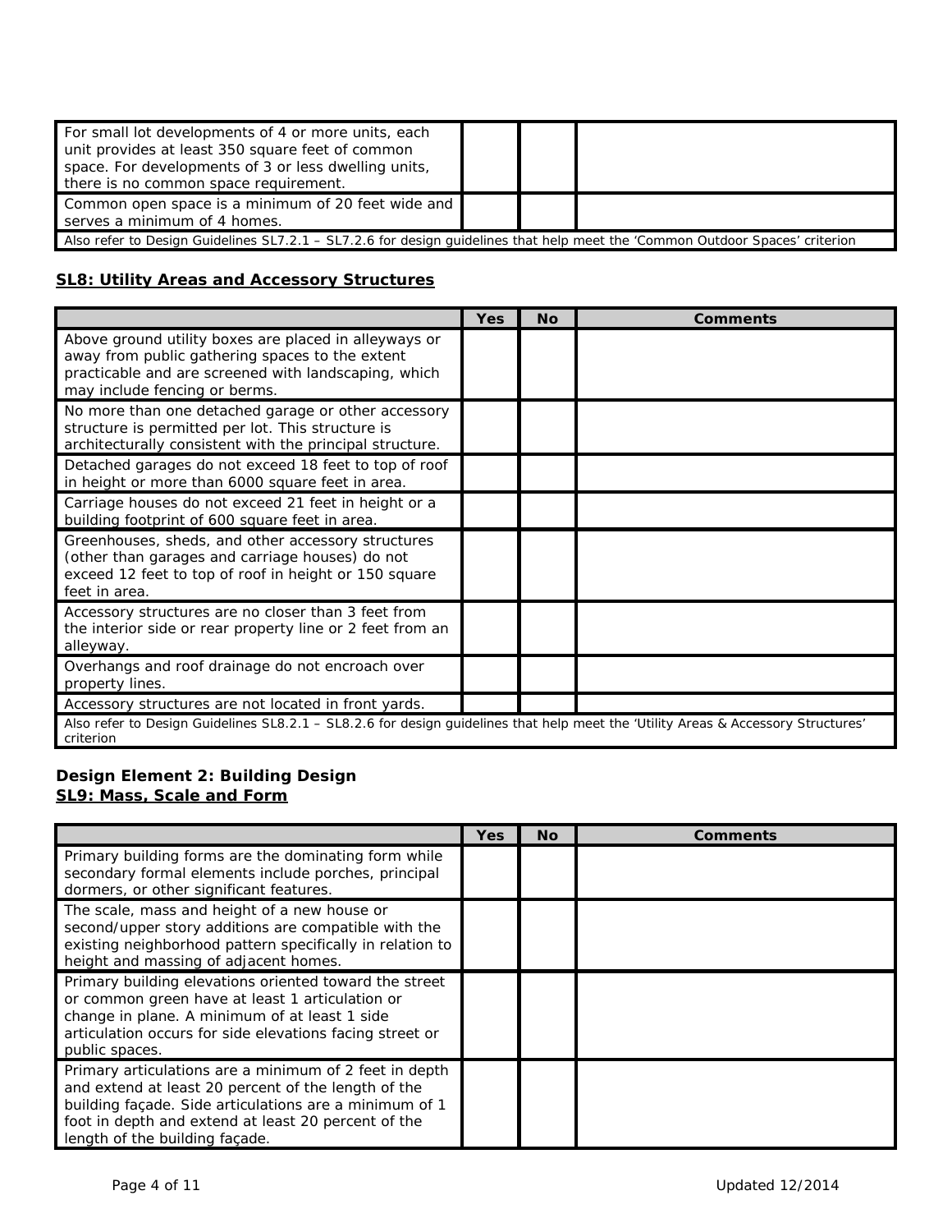| | | | |
|---|---|---|---|
| For small lot developments of 4 or more units, each unit provides at least 350 square feet of common space. For developments of 3 or less dwelling units, there is no common space requirement. | | | |
| Common open space is a minimum of 20 feet wide and serves a minimum of 4 homes. | | | |
| Also refer to Design Guidelines SL7.2.1 – SL7.2.6 for design guidelines that help meet the 'Common Outdoor Spaces' criterion | | | |

## SL8: Utility Areas and Accessory Structures

| | Yes | No | Comments |
|---|---|---|---|
| Above ground utility boxes are placed in alleyways or away from public gathering spaces to the extent practicable and are screened with landscaping, which may include fencing or berms. | | | |
| No more than one detached garage or other accessory structure is permitted per lot. This structure is architecturally consistent with the principal structure. | | | |
| Detached garages do not exceed 18 feet to top of roof in height or more than 6000 square feet in area. | | | |
| Carriage houses do not exceed 21 feet in height or a building footprint of 600 square feet in area. | | | |
| Greenhouses, sheds, and other accessory structures (other than garages and carriage houses) do not exceed 12 feet to top of roof in height or 150 square feet in area. | | | |
| Accessory structures are no closer than 3 feet from the interior side or rear property line or 2 feet from an alleyway. | | | |
| Overhangs and roof drainage do not encroach over property lines. | | | |
| Accessory structures are not located in front yards. | | | |
| Also refer to Design Guidelines SL8.2.1 – SL8.2.6 for design guidelines that help meet the 'Utility Areas & Accessory Structures' criterion | | | |

### Design Element 2: Building Design

## SL9: Mass, Scale and Form

| | Yes | No | Comments |
|---|---|---|---|
| Primary building forms are the dominating form while secondary formal elements include porches, principal dormers, or other significant features. | | | |
| The scale, mass and height of a new house or second/upper story additions are compatible with the existing neighborhood pattern specifically in relation to height and massing of adjacent homes. | | | |
| Primary building elevations oriented toward the street or common green have at least 1 articulation or change in plane. A minimum of at least 1 side articulation occurs for side elevations facing street or public spaces. | | | |
| Primary articulations are a minimum of 2 feet in depth and extend at least 20 percent of the length of the building façade. Side articulations are a minimum of 1 foot in depth and extend at least 20 percent of the length of the building façade. | | | |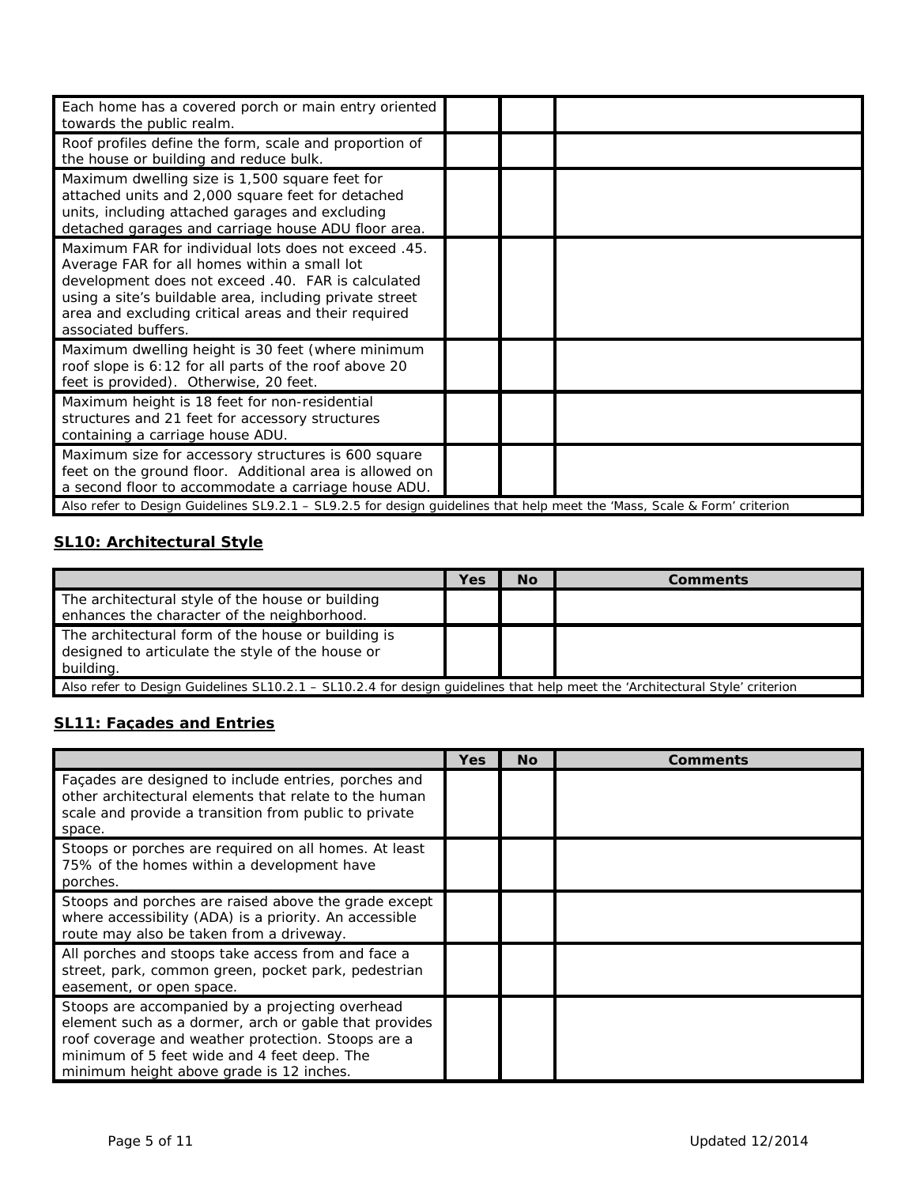| | Yes | No | Comments |
|---|---|---|---|
| Each home has a covered porch or main entry oriented towards the public realm. | | | |
| Roof profiles define the form, scale and proportion of the house or building and reduce bulk. | | | |
| Maximum dwelling size is 1,500 square feet for attached units and 2,000 square feet for detached units, including attached garages and excluding detached garages and carriage house ADU floor area. | | | |
| Maximum FAR for individual lots does not exceed .45. Average FAR for all homes within a small lot development does not exceed .40. FAR is calculated using a site's buildable area, including private street area and excluding critical areas and their required associated buffers. | | | |
| Maximum dwelling height is 30 feet (where minimum roof slope is 6:12 for all parts of the roof above 20 feet is provided). Otherwise, 20 feet. | | | |
| Maximum height is 18 feet for non-residential structures and 21 feet for accessory structures containing a carriage house ADU. | | | |
| Maximum size for accessory structures is 600 square feet on the ground floor. Additional area is allowed on a second floor to accommodate a carriage house ADU. | | | |
| Also refer to Design Guidelines SL9.2.1 – SL9.2.5 for design guidelines that help meet the 'Mass, Scale & Form' criterion | | | |

## SL10: Architectural Style

| | Yes | No | Comments |
|---|---|---|---|
| The architectural style of the house or building enhances the character of the neighborhood. | | | |
| The architectural form of the house or building is designed to articulate the style of the house or building. | | | |
| Also refer to Design Guidelines SL10.2.1 – SL10.2.4 for design guidelines that help meet the 'Architectural Style' criterion | | | |

## SL11: Façades and Entries

| | Yes | No | Comments |
|---|---|---|---|
| Façades are designed to include entries, porches and other architectural elements that relate to the human scale and provide a transition from public to private space. | | | |
| Stoops or porches are required on all homes. At least 75% of the homes within a development have porches. | | | |
| Stoops and porches are raised above the grade except where accessibility (ADA) is a priority. An accessible route may also be taken from a driveway. | | | |
| All porches and stoops take access from and face a street, park, common green, pocket park, pedestrian easement, or open space. | | | |
| Stoops are accompanied by a projecting overhead element such as a dormer, arch or gable that provides roof coverage and weather protection. Stoops are a minimum of 5 feet wide and 4 feet deep. The minimum height above grade is 12 inches. | | | |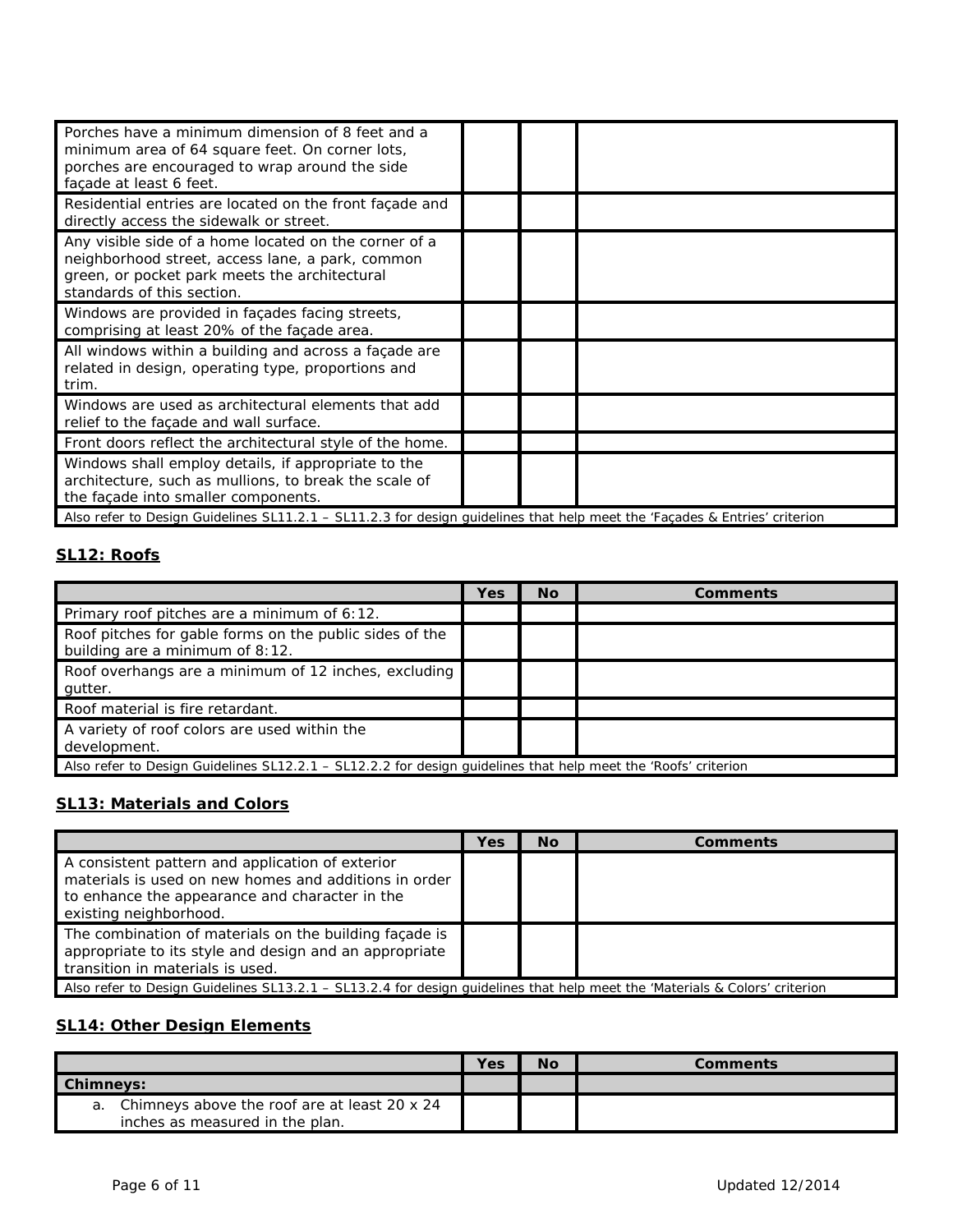| | Yes | No | Comments |
|---|---|---|---|
| Porches have a minimum dimension of 8 feet and a minimum area of 64 square feet. On corner lots, porches are encouraged to wrap around the side façade at least 6 feet. | | | |
| Residential entries are located on the front façade and directly access the sidewalk or street. | | | |
| Any visible side of a home located on the corner of a neighborhood street, access lane, a park, common green, or pocket park meets the architectural standards of this section. | | | |
| Windows are provided in façades facing streets, comprising at least 20% of the façade area. | | | |
| All windows within a building and across a façade are related in design, operating type, proportions and trim. | | | |
| Windows are used as architectural elements that add relief to the façade and wall surface. | | | |
| Front doors reflect the architectural style of the home. | | | |
| Windows shall employ details, if appropriate to the architecture, such as mullions, to break the scale of the façade into smaller components. | | | |
| Also refer to Design Guidelines SL11.2.1 – SL11.2.3 for design guidelines that help meet the 'Façades & Entries' criterion | | | |

## SL12: Roofs

| | Yes | No | Comments |
|---|---|---|---|
| Primary roof pitches are a minimum of 6:12. | | | |
| Roof pitches for gable forms on the public sides of the building are a minimum of 8:12. | | | |
| Roof overhangs are a minimum of 12 inches, excluding gutter. | | | |
| Roof material is fire retardant. | | | |
| A variety of roof colors are used within the development. | | | |
| Also refer to Design Guidelines SL12.2.1 – SL12.2.2 for design guidelines that help meet the 'Roofs' criterion | | | |

## SL13: Materials and Colors

| | Yes | No | Comments |
|---|---|---|---|
| A consistent pattern and application of exterior materials is used on new homes and additions in order to enhance the appearance and character in the existing neighborhood. | | | |
| The combination of materials on the building façade is appropriate to its style and design and an appropriate transition in materials is used. | | | |
| Also refer to Design Guidelines SL13.2.1 – SL13.2.4 for design guidelines that help meet the 'Materials & Colors' criterion | | | |

## SL14: Other Design Elements

| | Yes | No | Comments |
|---|---|---|---|
| **Chimneys:** | | | |
| a. Chimneys above the roof are at least 20 x 24 inches as measured in the plan. | | | |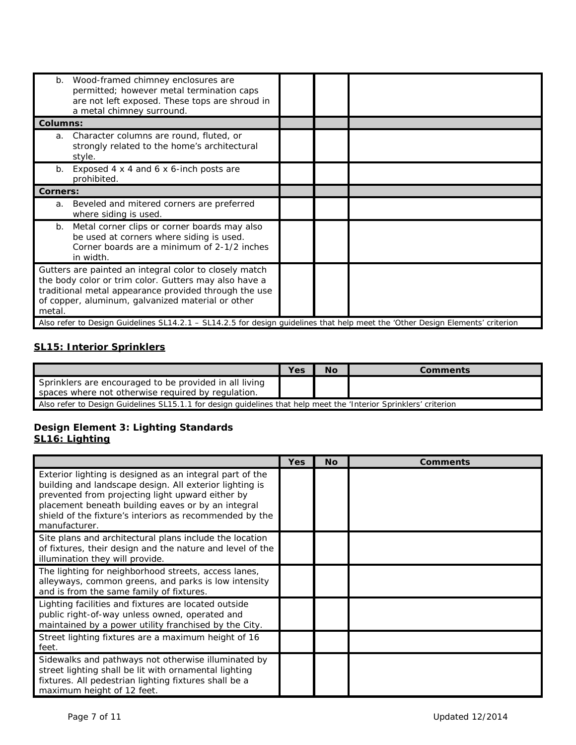| | Yes | No | Comments |
|---|---|---|---|
| b. Wood-framed chimney enclosures are permitted; however metal termination caps are not left exposed. These tops are shroud in a metal chimney surround. | | | |
| **Columns:** | | | |
| a. Character columns are round, fluted, or strongly related to the home's architectural style. | | | |
| b. Exposed 4 x 4 and 6 x 6-inch posts are prohibited. | | | |
| **Corners:** | | | |
| a. Beveled and mitered corners are preferred where siding is used. | | | |
| b. Metal corner clips or corner boards may also be used at corners where siding is used. Corner boards are a minimum of 2-1/2 inches in width. | | | |
| Gutters are painted an integral color to closely match the body color or trim color. Gutters may also have a traditional metal appearance provided through the use of copper, aluminum, galvanized material or other metal. | | | |
| Also refer to Design Guidelines SL14.2.1 – SL14.2.5 for design guidelines that help meet the 'Other Design Elements' criterion | | | |

## SL15: Interior Sprinklers

| | Yes | No | Comments |
|---|---|---|---|
| Sprinklers are encouraged to be provided in all living spaces where not otherwise required by regulation. | | | |
| Also refer to Design Guidelines SL15.1.1 for design guidelines that help meet the 'Interior Sprinklers' criterion | | | |

### Design Element 3: Lighting Standards

## SL16: Lighting

| | Yes | No | Comments |
|---|---|---|---|
| Exterior lighting is designed as an integral part of the building and landscape design. All exterior lighting is prevented from projecting light upward either by placement beneath building eaves or by an integral shield of the fixture's interiors as recommended by the manufacturer. | | | |
| Site plans and architectural plans include the location of fixtures, their design and the nature and level of the illumination they will provide. | | | |
| The lighting for neighborhood streets, access lanes, alleyways, common greens, and parks is low intensity and is from the same family of fixtures. | | | |
| Lighting facilities and fixtures are located outside public right-of-way unless owned, operated and maintained by a power utility franchised by the City. | | | |
| Street lighting fixtures are a maximum height of 16 feet. | | | |
| Sidewalks and pathways not otherwise illuminated by street lighting shall be lit with ornamental lighting fixtures. All pedestrian lighting fixtures shall be a maximum height of 12 feet. | | | |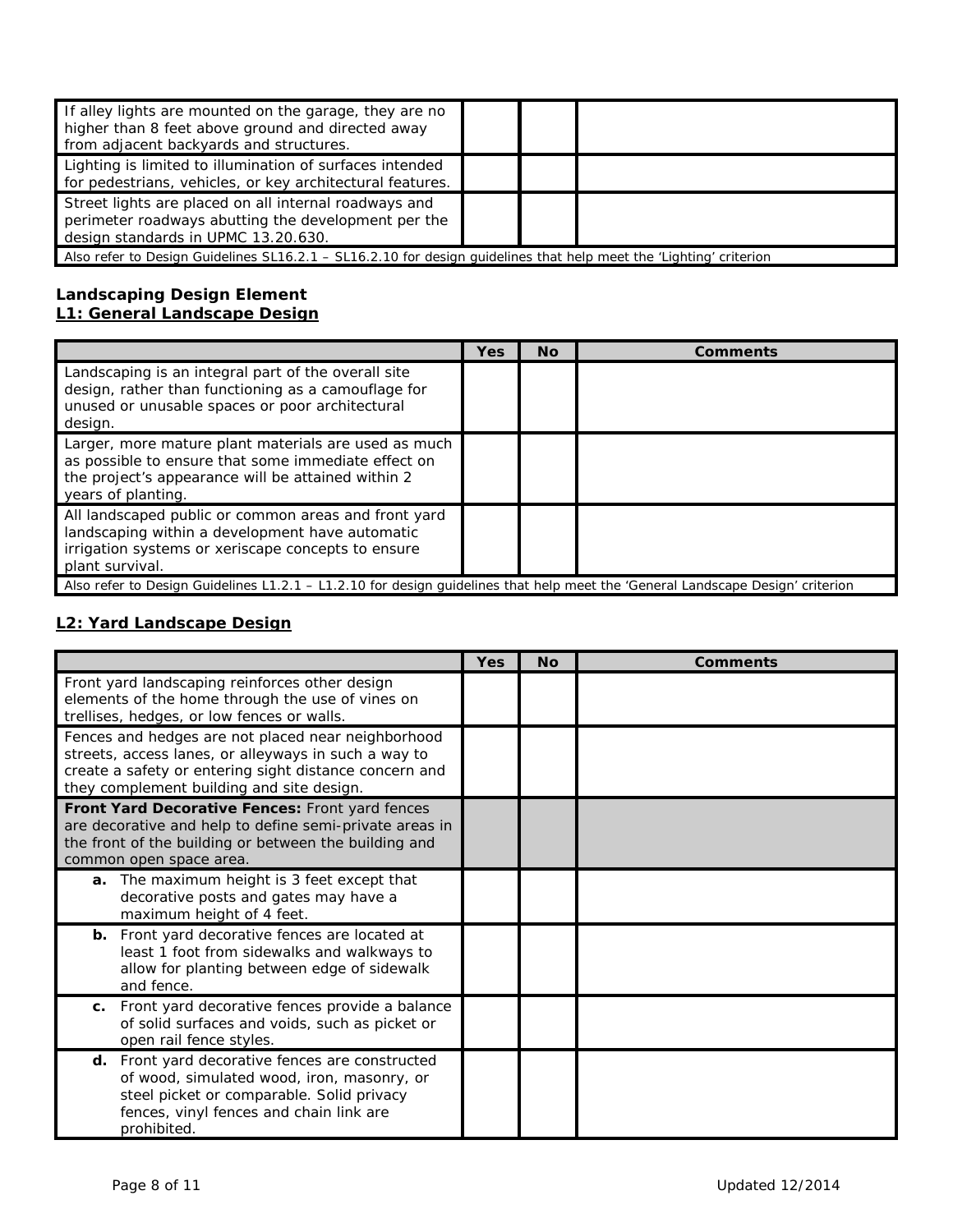| | | | |
|---|---|---|---|
| If alley lights are mounted on the garage, they are no higher than 8 feet above ground and directed away from adjacent backyards and structures. | | | |
| Lighting is limited to illumination of surfaces intended for pedestrians, vehicles, or key architectural features. | | | |
| Street lights are placed on all internal roadways and perimeter roadways abutting the development per the design standards in UPMC 13.20.630. | | | |
| Also refer to Design Guidelines SL16.2.1 – SL16.2.10 for design guidelines that help meet the 'Lighting' criterion | | | |

**Landscaping Design Element**

**L1: General Landscape Design**

| | Yes | No | Comments |
|---|---|---|---|
| Landscaping is an integral part of the overall site design, rather than functioning as a camouflage for unused or unusable spaces or poor architectural design. | | | |
| Larger, more mature plant materials are used as much as possible to ensure that some immediate effect on the project's appearance will be attained within 2 years of planting. | | | |
| All landscaped public or common areas and front yard landscaping within a development have automatic irrigation systems or xeriscape concepts to ensure plant survival. | | | |
| Also refer to Design Guidelines L1.2.1 – L1.2.10 for design guidelines that help meet the 'General Landscape Design' criterion | | | |

**L2: Yard Landscape Design**

| | Yes | No | Comments |
|---|---|---|---|
| Front yard landscaping reinforces other design elements of the home through the use of vines on trellises, hedges, or low fences or walls. | | | |
| Fences and hedges are not placed near neighborhood streets, access lanes, or alleyways in such a way to create a safety or entering sight distance concern and they complement building and site design. | | | |
| **Front Yard Decorative Fences:** Front yard fences are decorative and help to define semi-private areas in the front of the building or between the building and common open space area. | | | |
| **a.** The maximum height is 3 feet except that decorative posts and gates may have a maximum height of 4 feet. | | | |
| **b.** Front yard decorative fences are located at least 1 foot from sidewalks and walkways to allow for planting between edge of sidewalk and fence. | | | |
| **c.** Front yard decorative fences provide a balance of solid surfaces and voids, such as picket or open rail fence styles. | | | |
| **d.** Front yard decorative fences are constructed of wood, simulated wood, iron, masonry, or steel picket or comparable. Solid privacy fences, vinyl fences and chain link are prohibited. | | | |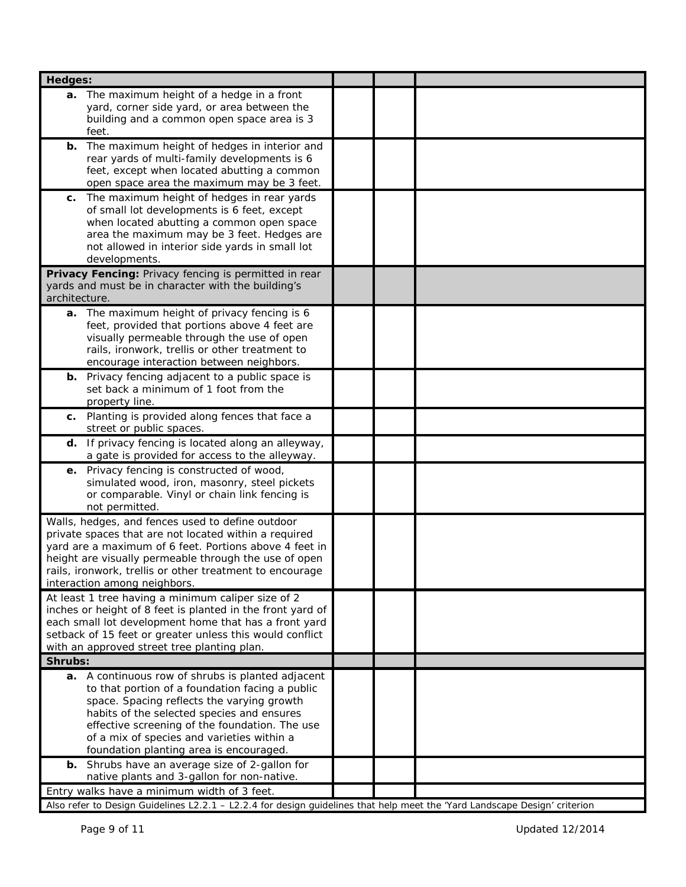| **Hedges:** | | | |
|---|---|---|---|
| **a.** The maximum height of a hedge in a front yard, corner side yard, or area between the building and a common open space area is 3 feet. | | | |
| **b.** The maximum height of hedges in interior and rear yards of multi-family developments is 6 feet, except when located abutting a common open space area the maximum may be 3 feet. | | | |
| **c.** The maximum height of hedges in rear yards of small lot developments is 6 feet, except when located abutting a common open space area the maximum may be 3 feet. Hedges are not allowed in interior side yards in small lot developments. | | | |
| **Privacy Fencing:** Privacy fencing is permitted in rear yards and must be in character with the building's architecture. | | | |
| **a.** The maximum height of privacy fencing is 6 feet, provided that portions above 4 feet are visually permeable through the use of open rails, ironwork, trellis or other treatment to encourage interaction between neighbors. | | | |
| **b.** Privacy fencing adjacent to a public space is set back a minimum of 1 foot from the property line. | | | |
| **c.** Planting is provided along fences that face a street or public spaces. | | | |
| **d.** If privacy fencing is located along an alleyway, a gate is provided for access to the alleyway. | | | |
| **e.** Privacy fencing is constructed of wood, simulated wood, iron, masonry, steel pickets or comparable. Vinyl or chain link fencing is not permitted. | | | |
| Walls, hedges, and fences used to define outdoor private spaces that are not located within a required yard are a maximum of 6 feet. Portions above 4 feet in height are visually permeable through the use of open rails, ironwork, trellis or other treatment to encourage interaction among neighbors. | | | |
| At least 1 tree having a minimum caliper size of 2 inches or height of 8 feet is planted in the front yard of each small lot development home that has a front yard setback of 15 feet or greater unless this would conflict with an approved street tree planting plan. | | | |
| **Shrubs:** | | | |
| **a.** A continuous row of shrubs is planted adjacent to that portion of a foundation facing a public space. Spacing reflects the varying growth habits of the selected species and ensures effective screening of the foundation. The use of a mix of species and varieties within a foundation planting area is encouraged. | | | |
| **b.** Shrubs have an average size of 2-gallon for native plants and 3-gallon for non-native. | | | |
| Entry walks have a minimum width of 3 feet. | | | |
| Also refer to Design Guidelines L2.2.1 – L2.2.4 for design guidelines that help meet the 'Yard Landscape Design' criterion | | | |

Updated 12/2014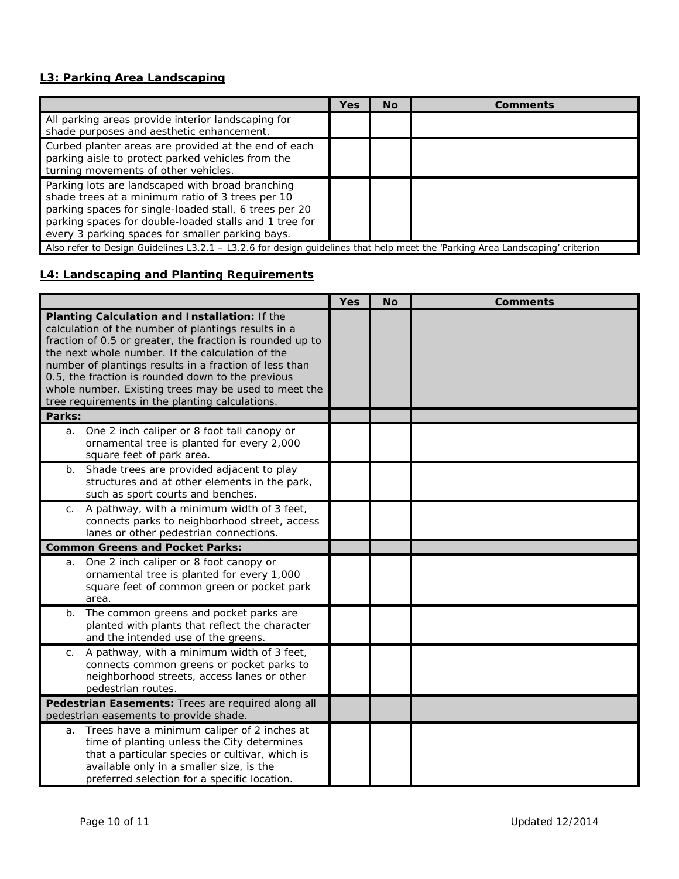### L3: Parking Area Landscaping

| | Yes | No | Comments |
|---|---|---|---|
| All parking areas provide interior landscaping for shade purposes and aesthetic enhancement. | | | |
| Curbed planter areas are provided at the end of each parking aisle to protect parked vehicles from the turning movements of other vehicles. | | | |
| Parking lots are landscaped with broad branching shade trees at a minimum ratio of 3 trees per 10 parking spaces for single-loaded stall, 6 trees per 20 parking spaces for double-loaded stalls and 1 tree for every 3 parking spaces for smaller parking bays. | | | |
| Also refer to Design Guidelines L3.2.1 – L3.2.6 for design guidelines that help meet the 'Parking Area Landscaping' criterion | | | |

### L4: Landscaping and Planting Requirements

| | Yes | No | Comments |
|---|---|---|---|
| **Planting Calculation and Installation:** If the calculation of the number of plantings results in a fraction of 0.5 or greater, the fraction is rounded up to the next whole number. If the calculation of the number of plantings results in a fraction of less than 0.5, the fraction is rounded down to the previous whole number. Existing trees may be used to meet the tree requirements in the planting calculations. | | | |
| **Parks:** | | | |
| a. One 2 inch caliper or 8 foot tall canopy or ornamental tree is planted for every 2,000 square feet of park area. | | | |
| b. Shade trees are provided adjacent to play structures and at other elements in the park, such as sport courts and benches. | | | |
| c. A pathway, with a minimum width of 3 feet, connects parks to neighborhood street, access lanes or other pedestrian connections. | | | |
| **Common Greens and Pocket Parks:** | | | |
| a. One 2 inch caliper or 8 foot canopy or ornamental tree is planted for every 1,000 square feet of common green or pocket park area. | | | |
| b. The common greens and pocket parks are planted with plants that reflect the character and the intended use of the greens. | | | |
| c. A pathway, with a minimum width of 3 feet, connects common greens or pocket parks to neighborhood streets, access lanes or other pedestrian routes. | | | |
| **Pedestrian Easements:** Trees are required along all pedestrian easements to provide shade. | | | |
| a. Trees have a minimum caliper of 2 inches at time of planting unless the City determines that a particular species or cultivar, which is available only in a smaller size, is the preferred selection for a specific location. | | | |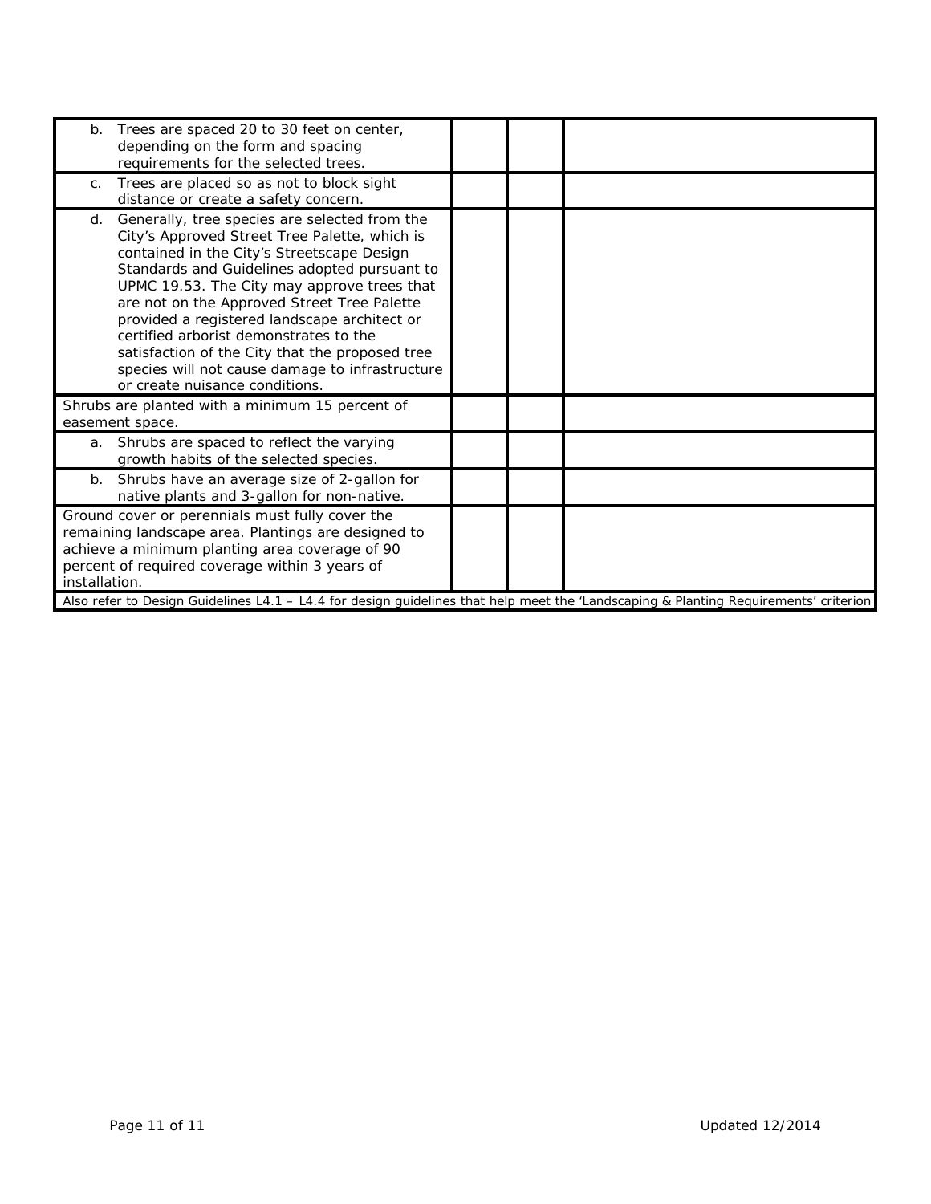| | | | |
|---|---|---|---|
| b. Trees are spaced 20 to 30 feet on center, depending on the form and spacing requirements for the selected trees. | | | |
| c. Trees are placed so as not to block sight distance or create a safety concern. | | | |
| d. Generally, tree species are selected from the City's Approved Street Tree Palette, which is contained in the City's Streetscape Design Standards and Guidelines adopted pursuant to UPMC 19.53. The City may approve trees that are not on the Approved Street Tree Palette provided a registered landscape architect or certified arborist demonstrates to the satisfaction of the City that the proposed tree species will not cause damage to infrastructure or create nuisance conditions. | | | |
| Shrubs are planted with a minimum 15 percent of easement space. | | | |
| a. Shrubs are spaced to reflect the varying growth habits of the selected species. | | | |
| b. Shrubs have an average size of 2-gallon for native plants and 3-gallon for non-native. | | | |
| Ground cover or perennials must fully cover the remaining landscape area. Plantings are designed to achieve a minimum planting area coverage of 90 percent of required coverage within 3 years of installation. | | | |
| Also refer to Design Guidelines L4.1 – L4.4 for design guidelines that help meet the 'Landscaping & Planting Requirements' criterion | | | |

Updated 12/2014